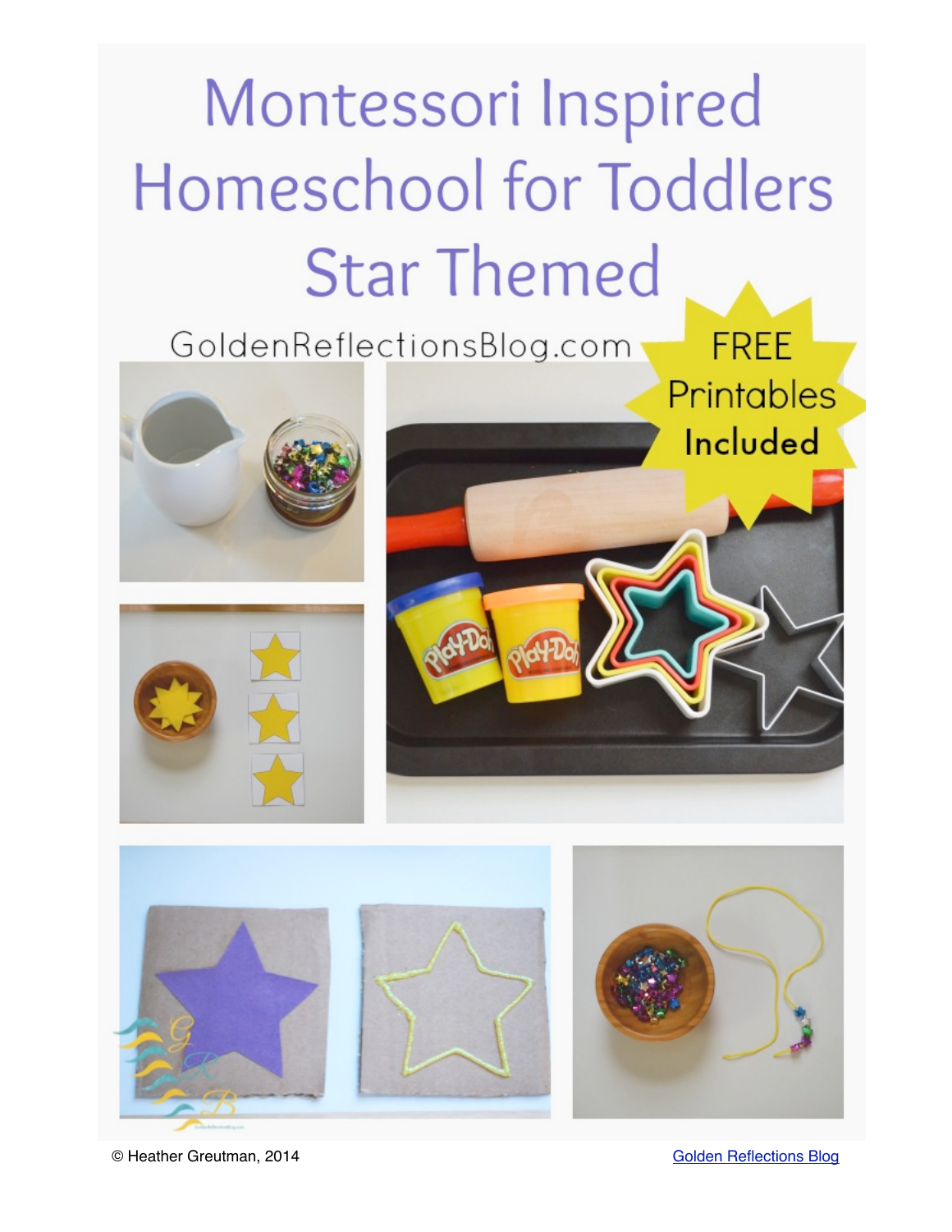# Montessori Inspired Homeschool for Toddlers Star Themed

GoldenReflectionsBlog.com

FREE Printables Included

© Heather Greutman, 2014

Golden Reflections Blog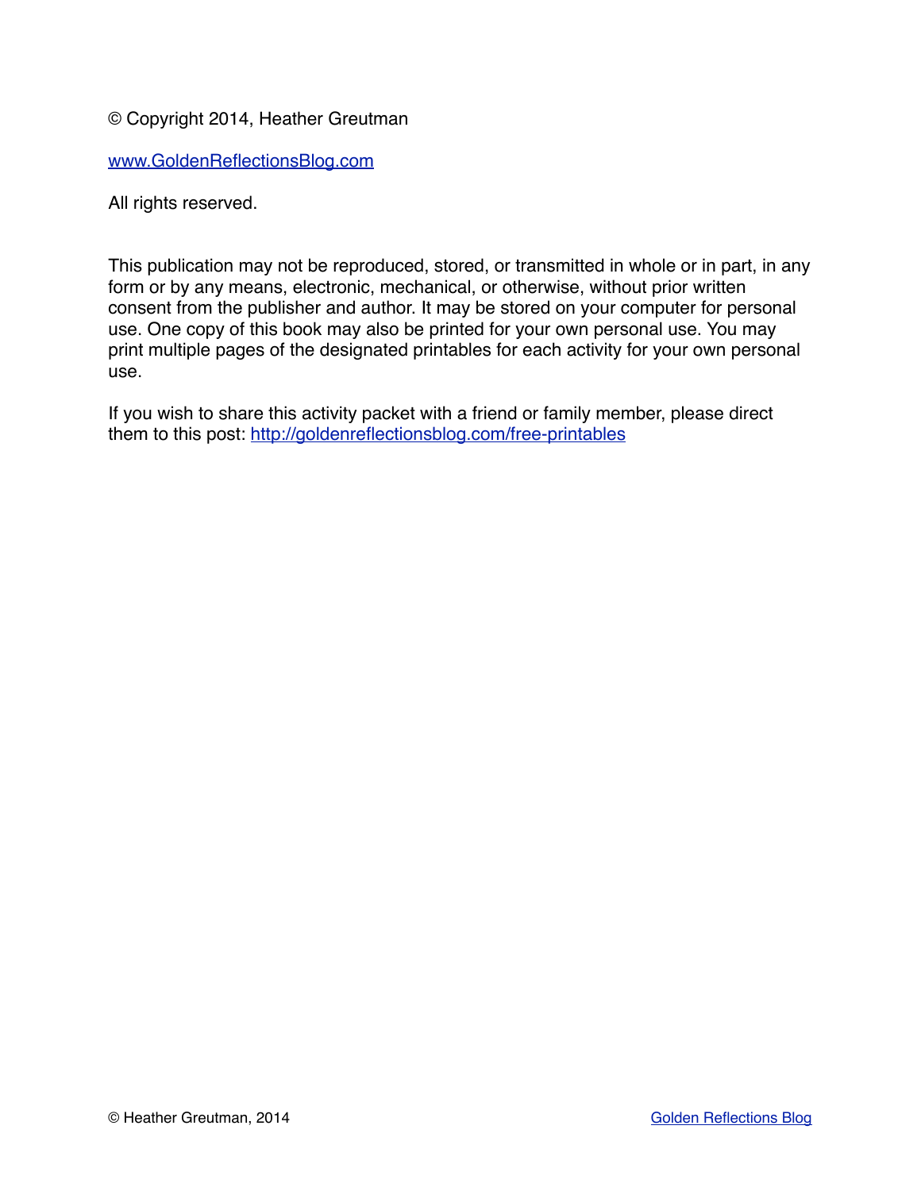© Copyright 2014, Heather Greutman

[www.GoldenReflectionsBlog.com](http://www.GoldenReflectionsBlog.com)

All rights reserved.

This publication may not be reproduced, stored, or transmitted in whole or in part, in any form or by any means, electronic, mechanical, or otherwise, without prior written consent from the publisher and author. It may be stored on your computer for personal use. One copy of this book may also be printed for your own personal use. You may print multiple pages of the designated printables for each activity for your own personal use.

If you wish to share this activity packet with a friend or family member, please direct them to this post: [http://goldenreflectionsblog.com/free-printables](http://goldenreflectionsblog.com/free-printables)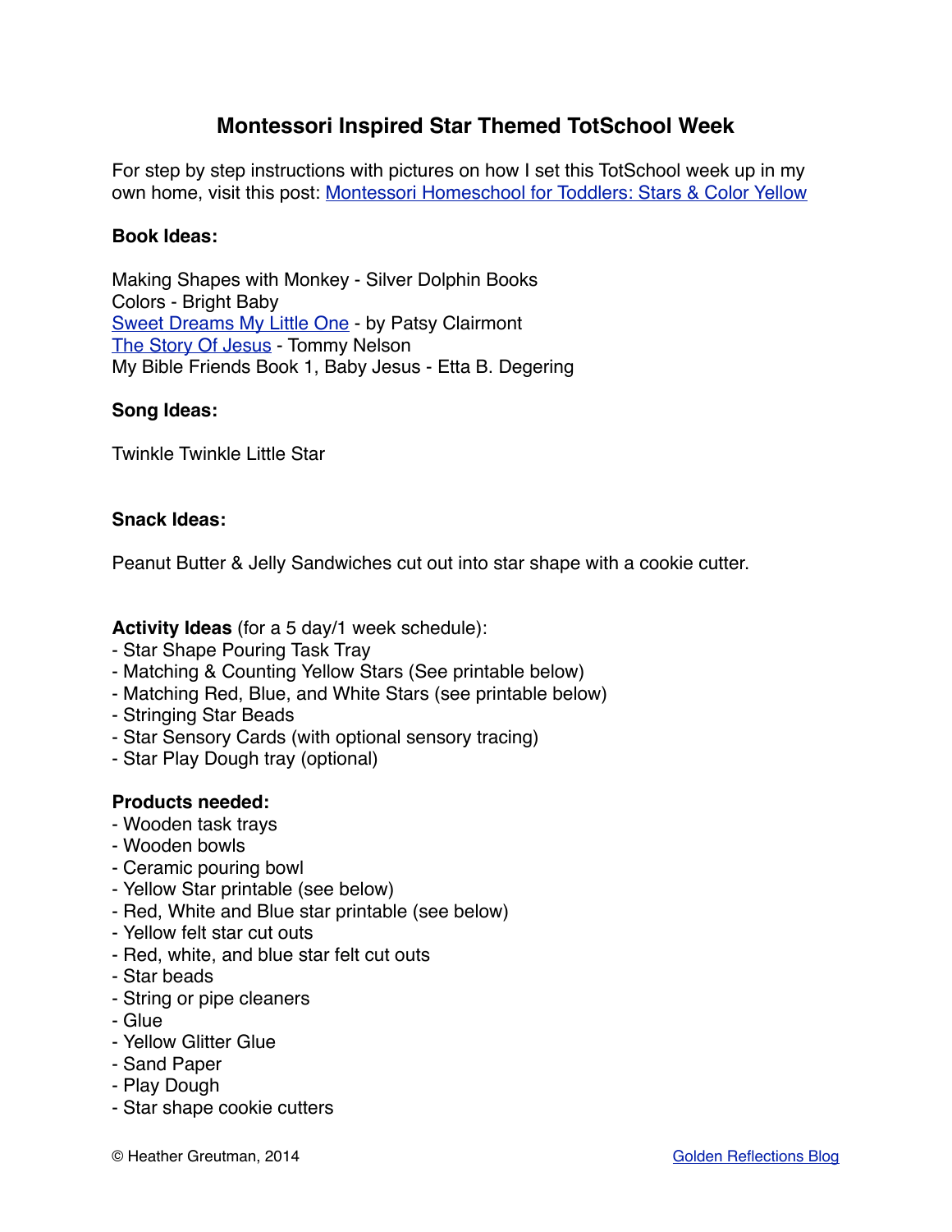# Montessori Inspired Star Themed TotSchool Week

For step by step instructions with pictures on how I set this TotSchool week up in my own home, visit this post: [Montessori Homeschool for Toddlers: Stars & Color Yellow]()

**Book Ideas:**

Making Shapes with Monkey - Silver Dolphin Books
Colors - Bright Baby
[Sweet Dreams My Little One]() - by Patsy Clairmont
[The Story Of Jesus]() - Tommy Nelson
My Bible Friends Book 1, Baby Jesus - Etta B. Degering

**Song Ideas:**

Twinkle Twinkle Little Star

**Snack Ideas:**

Peanut Butter & Jelly Sandwiches cut out into star shape with a cookie cutter.

**Activity Ideas** (for a 5 day/1 week schedule):

- Star Shape Pouring Task Tray
- Matching & Counting Yellow Stars (See printable below)
- Matching Red, Blue, and White Stars (see printable below)
- Stringing Star Beads
- Star Sensory Cards (with optional sensory tracing)
- Star Play Dough tray (optional)

**Products needed:**

- Wooden task trays
- Wooden bowls
- Ceramic pouring bowl
- Yellow Star printable (see below)
- Red, White and Blue star printable (see below)
- Yellow felt star cut outs
- Red, white, and blue star felt cut outs
- Star beads
- String or pipe cleaners
- Glue
- Yellow Glitter Glue
- Sand Paper
- Play Dough
- Star shape cookie cutters

© Heather Greutman, 2014 [Golden Reflections Blog]()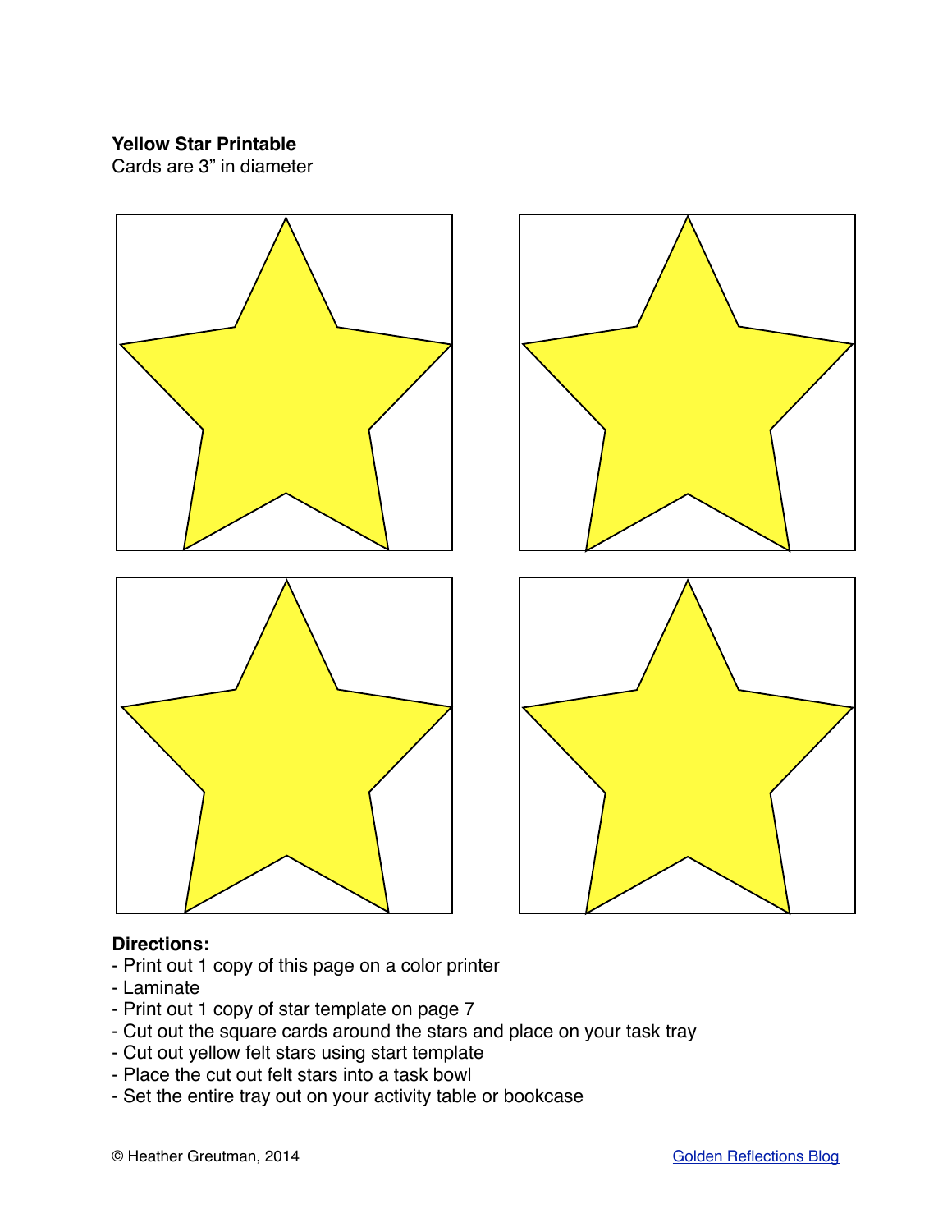**Yellow Star Printable**
Cards are 3" in diameter

**Directions:**
- Print out 1 copy of this page on a color printer
- Laminate
- Print out 1 copy of star template on page 7
- Cut out the square cards around the stars and place on your task tray
- Cut out yellow felt stars using start template
- Place the cut out felt stars into a task bowl
- Set the entire tray out on your activity table or bookcase

© Heather Greutman, 2014

Golden Reflections Blog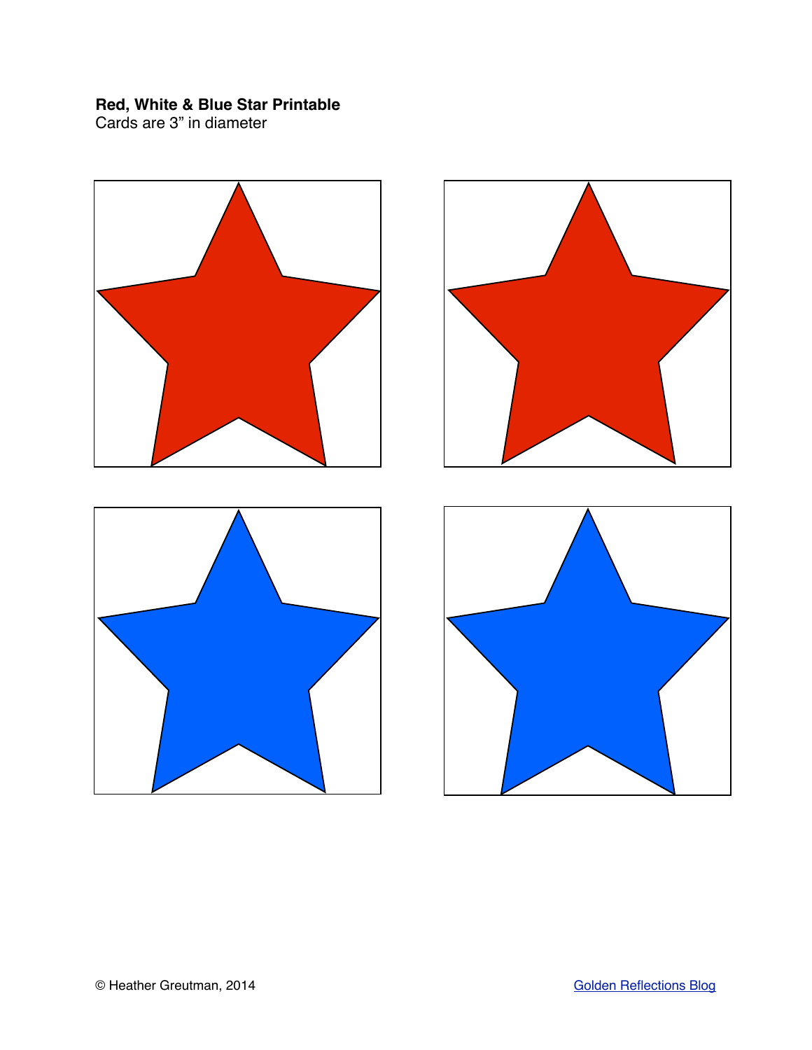**Red, White & Blue Star Printable**

Cards are 3” in diameter

© Heather Greutman, 2014

Golden Reflections Blog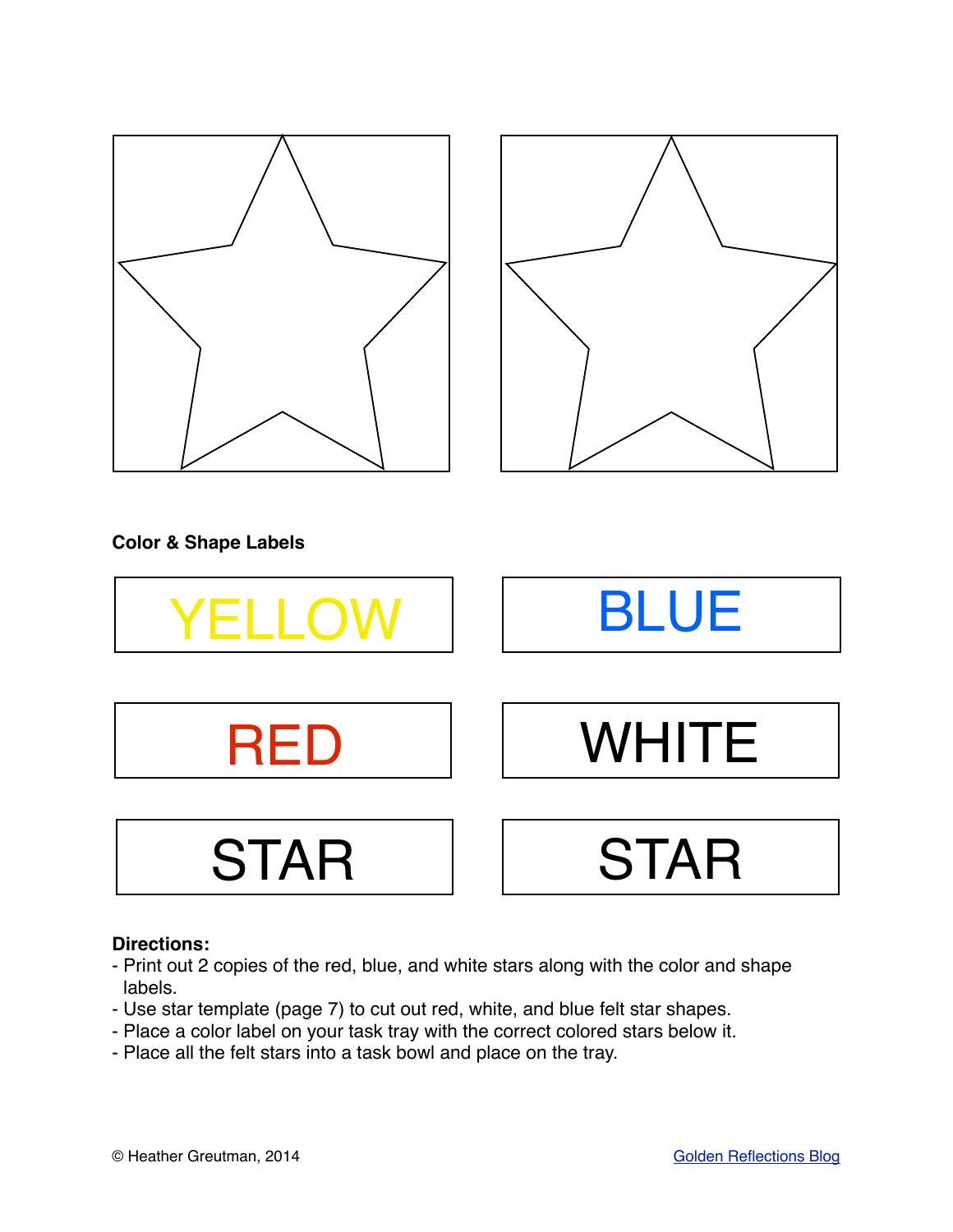**Color & Shape Labels**

| | |
|---|---|
| YELLOW | BLUE |
| RED | WHITE |
| STAR | STAR |

**Directions:**

- Print out 2 copies of the red, blue, and white stars along with the color and shape labels.
- Use star template (page 7) to cut out red, white, and blue felt star shapes.
- Place a color label on your task tray with the correct colored stars below it.
- Place all the felt stars into a task bowl and place on the tray.

© Heather Greutman, 2014

Golden Reflections Blog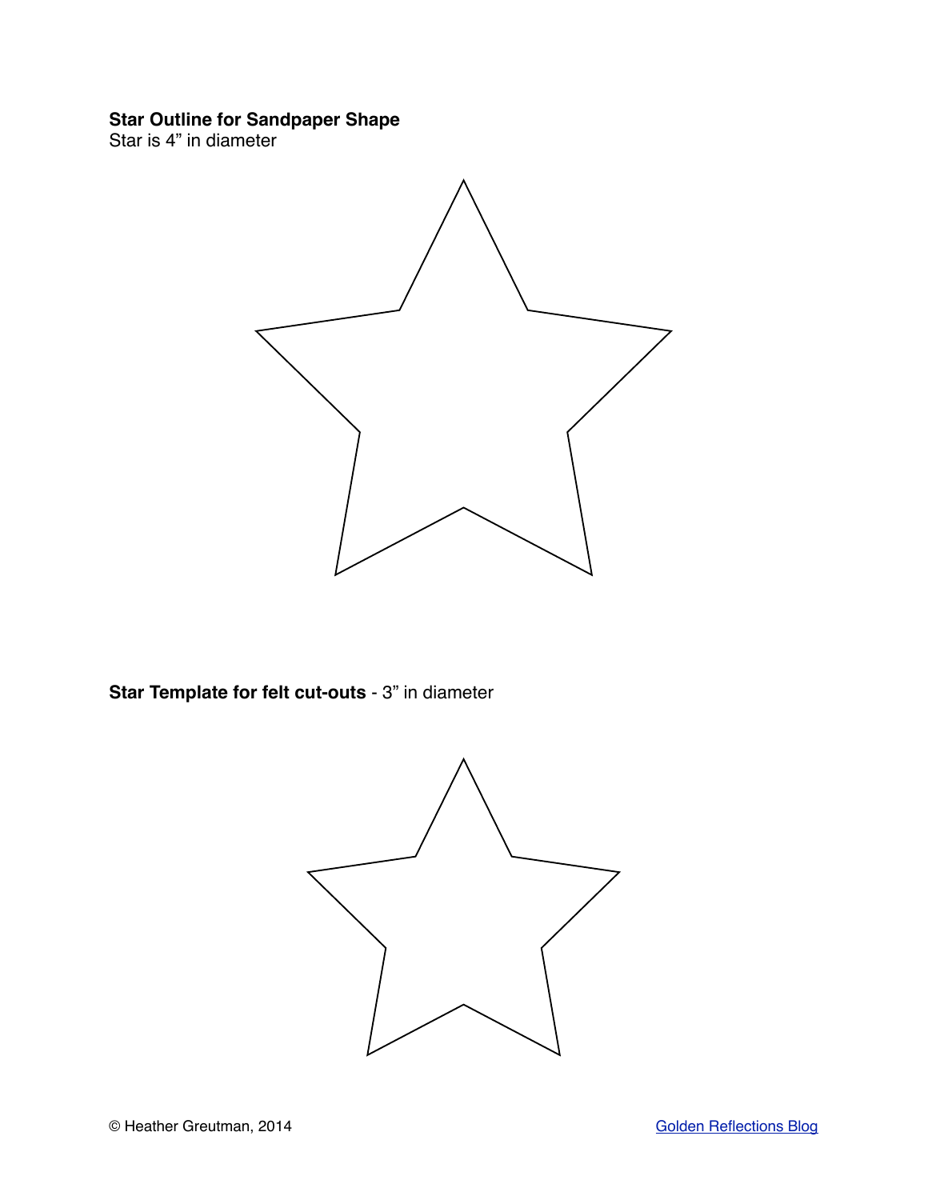**Star Outline for Sandpaper Shape**
Star is 4” in diameter

**Star Template for felt cut-outs** - 3” in diameter

© Heather Greutman, 2014

Golden Reflections Blog